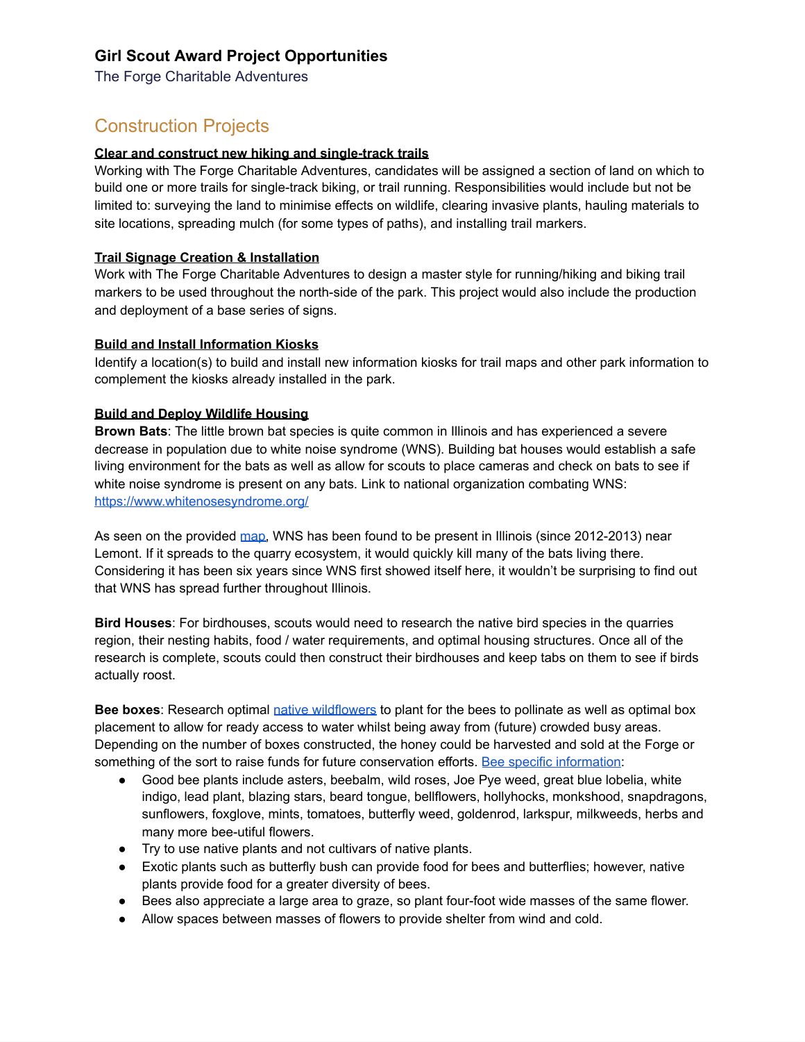# Girl Scout Award Project Opportunities

The Forge Charitable Adventures

## Construction Projects

### Clear and construct new hiking and single-track trails

Working with The Forge Charitable Adventures, candidates will be assigned a section of land on which to build one or more trails for single-track biking, or trail running. Responsibilities would include but not be limited to: surveying the land to minimise effects on wildlife, clearing invasive plants, hauling materials to site locations, spreading mulch (for some types of paths), and installing trail markers.

### Trail Signage Creation & Installation

Work with The Forge Charitable Adventures to design a master style for running/hiking and biking trail markers to be used throughout the north-side of the park. This project would also include the production and deployment of a base series of signs.

### Build and Install Information Kiosks

Identify a location(s) to build and install new information kiosks for trail maps and other park information to complement the kiosks already installed in the park.

### Build and Deploy Wildlife Housing

**Brown Bats**: The little brown bat species is quite common in Illinois and has experienced a severe decrease in population due to white noise syndrome (WNS). Building bat houses would establish a safe living environment for the bats as well as allow for scouts to place cameras and check on bats to see if white noise syndrome is present on any bats. Link to national organization combating WNS: https://www.whitenosesyndrome.org/

As seen on the provided map, WNS has been found to be present in Illinois (since 2012-2013) near Lemont. If it spreads to the quarry ecosystem, it would quickly kill many of the bats living there. Considering it has been six years since WNS first showed itself here, it wouldn't be surprising to find out that WNS has spread further throughout Illinois.

**Bird Houses**: For birdhouses, scouts would need to research the native bird species in the quarries region, their nesting habits, food / water requirements, and optimal housing structures. Once all of the research is complete, scouts could then construct their birdhouses and keep tabs on them to see if birds actually roost.

**Bee boxes**: Research optimal native wildflowers to plant for the bees to pollinate as well as optimal box placement to allow for ready access to water whilst being away from (future) crowded busy areas. Depending on the number of boxes constructed, the honey could be harvested and sold at the Forge or something of the sort to raise funds for future conservation efforts. Bee specific information:

- Good bee plants include asters, beebalm, wild roses, Joe Pye weed, great blue lobelia, white indigo, lead plant, blazing stars, beard tongue, bellflowers, hollyhocks, monkshood, snapdragons, sunflowers, foxglove, mints, tomatoes, butterfly weed, goldenrod, larkspur, milkweeds, herbs and many more bee-utiful flowers.
- Try to use native plants and not cultivars of native plants.
- Exotic plants such as butterfly bush can provide food for bees and butterflies; however, native plants provide food for a greater diversity of bees.
- Bees also appreciate a large area to graze, so plant four-foot wide masses of the same flower.
- Allow spaces between masses of flowers to provide shelter from wind and cold.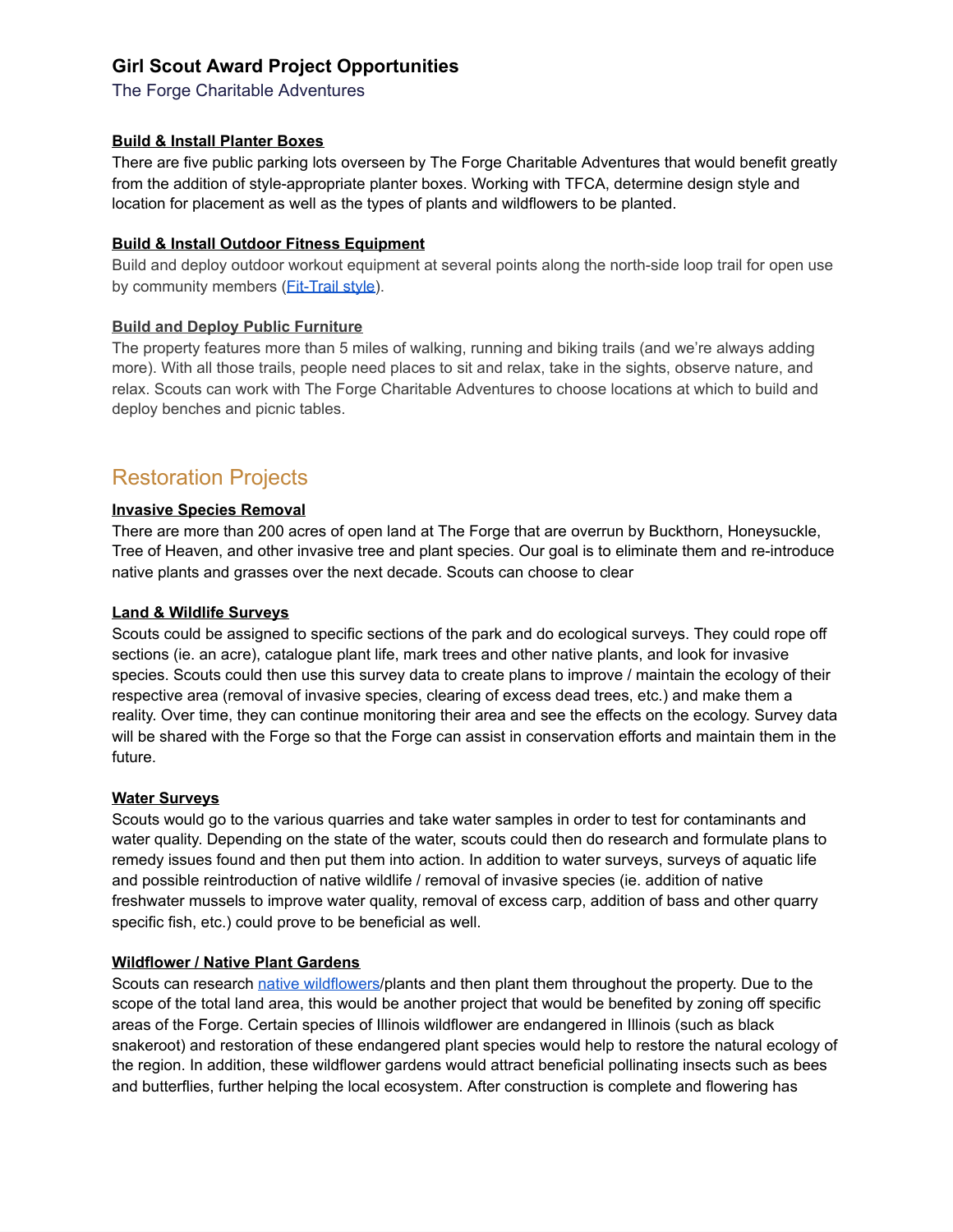### Girl Scout Award Project Opportunities

The Forge Charitable Adventures

**Build & Install Planter Boxes**

There are five public parking lots overseen by The Forge Charitable Adventures that would benefit greatly from the addition of style-appropriate planter boxes. Working with TFCA, determine design style and location for placement as well as the types of plants and wildflowers to be planted.

**Build & Install Outdoor Fitness Equipment**

Build and deploy outdoor workout equipment at several points along the north-side loop trail for open use by community members (Fit-Trail style).

**Build and Deploy Public Furniture**

The property features more than 5 miles of walking, running and biking trails (and we're always adding more). With all those trails, people need places to sit and relax, take in the sights, observe nature, and relax. Scouts can work with The Forge Charitable Adventures to choose locations at which to build and deploy benches and picnic tables.

## Restoration Projects

**Invasive Species Removal**

There are more than 200 acres of open land at The Forge that are overrun by Buckthorn, Honeysuckle, Tree of Heaven, and other invasive tree and plant species. Our goal is to eliminate them and re-introduce native plants and grasses over the next decade. Scouts can choose to clear

**Land & Wildlife Surveys**

Scouts could be assigned to specific sections of the park and do ecological surveys. They could rope off sections (ie. an acre), catalogue plant life, mark trees and other native plants, and look for invasive species. Scouts could then use this survey data to create plans to improve / maintain the ecology of their respective area (removal of invasive species, clearing of excess dead trees, etc.) and make them a reality. Over time, they can continue monitoring their area and see the effects on the ecology. Survey data will be shared with the Forge so that the Forge can assist in conservation efforts and maintain them in the future.

**Water Surveys**

Scouts would go to the various quarries and take water samples in order to test for contaminants and water quality. Depending on the state of the water, scouts could then do research and formulate plans to remedy issues found and then put them into action. In addition to water surveys, surveys of aquatic life and possible reintroduction of native wildlife / removal of invasive species (ie. addition of native freshwater mussels to improve water quality, removal of excess carp, addition of bass and other quarry specific fish, etc.) could prove to be beneficial as well.

**Wildflower / Native Plant Gardens**

Scouts can research native wildflowers/plants and then plant them throughout the property. Due to the scope of the total land area, this would be another project that would be benefited by zoning off specific areas of the Forge. Certain species of Illinois wildflower are endangered in Illinois (such as black snakeroot) and restoration of these endangered plant species would help to restore the natural ecology of the region. In addition, these wildflower gardens would attract beneficial pollinating insects such as bees and butterflies, further helping the local ecosystem. After construction is complete and flowering has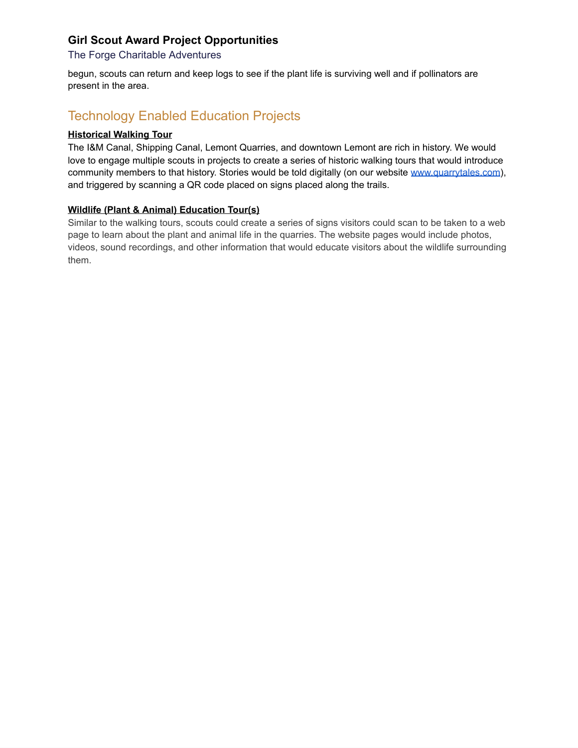begun, scouts can return and keep logs to see if the plant life is surviving well and if pollinators are present in the area.

## Technology Enabled Education Projects

**Historical Walking Tour**

The I&M Canal, Shipping Canal, Lemont Quarries, and downtown Lemont are rich in history. We would love to engage multiple scouts in projects to create a series of historic walking tours that would introduce community members to that history. Stories would be told digitally (on our website [www.quarrytales.com](www.quarrytales.com)), and triggered by scanning a QR code placed on signs placed along the trails.

**Wildlife (Plant & Animal) Education Tour(s)**

Similar to the walking tours, scouts could create a series of signs visitors could scan to be taken to a web page to learn about the plant and animal life in the quarries. The website pages would include photos, videos, sound recordings, and other information that would educate visitors about the wildlife surrounding them.